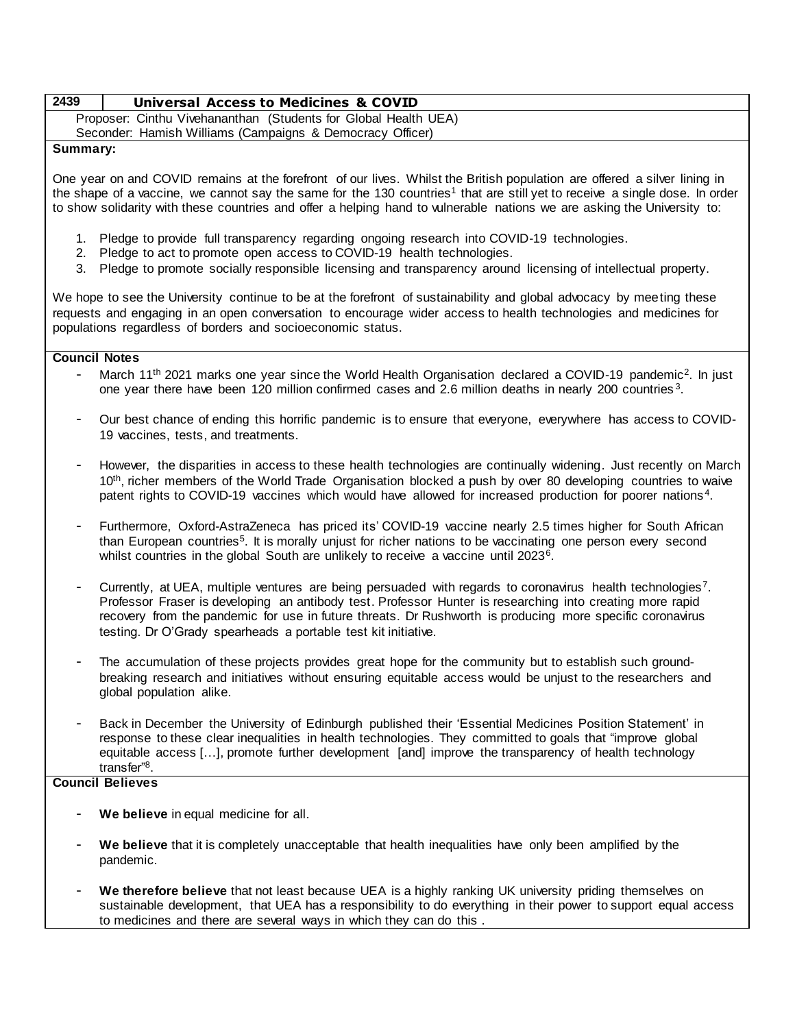**2439** | **Universal Access to Medicines & COVID**

Proposer: Cinthu Vivehananthan (Students for Global Health UEA)
Seconder: Hamish Williams (Campaigns & Democracy Officer)

**Summary:**

One year on and COVID remains at the forefront of our lives. Whilst the British population are offered a silver lining in the shape of a vaccine, we cannot say the same for the 130 countries[1] that are still yet to receive a single dose. In order to show solidarity with these countries and offer a helping hand to vulnerable nations we are asking the University to:

1. Pledge to provide full transparency regarding ongoing research into COVID-19 technologies.
2. Pledge to act to promote open access to COVID-19 health technologies.
3. Pledge to promote socially responsible licensing and transparency around licensing of intellectual property.

We hope to see the University continue to be at the forefront of sustainability and global advocacy by meeting these requests and engaging in an open conversation to encourage wider access to health technologies and medicines for populations regardless of borders and socioeconomic status.

**Council Notes**

- March 11th 2021 marks one year since the World Health Organisation declared a COVID-19 pandemic[2]. In just one year there have been 120 million confirmed cases and 2.6 million deaths in nearly 200 countries[3].

- Our best chance of ending this horrific pandemic is to ensure that everyone, everywhere has access to COVID-19 vaccines, tests, and treatments.

- However, the disparities in access to these health technologies are continually widening. Just recently on March 10th, richer members of the World Trade Organisation blocked a push by over 80 developing countries to waive patent rights to COVID-19 vaccines which would have allowed for increased production for poorer nations[4].

- Furthermore, Oxford-AstraZeneca has priced its' COVID-19 vaccine nearly 2.5 times higher for South African than European countries[5]. It is morally unjust for richer nations to be vaccinating one person every second whilst countries in the global South are unlikely to receive a vaccine until 2023[6].

- Currently, at UEA, multiple ventures are being persuaded with regards to coronavirus health technologies[7]. Professor Fraser is developing an antibody test. Professor Hunter is researching into creating more rapid recovery from the pandemic for use in future threats. Dr Rushworth is producing more specific coronavirus testing. Dr O'Grady spearheads a portable test kit initiative.

- The accumulation of these projects provides great hope for the community but to establish such ground-breaking research and initiatives without ensuring equitable access would be unjust to the researchers and global population alike.

- Back in December the University of Edinburgh published their 'Essential Medicines Position Statement' in response to these clear inequalities in health technologies. They committed to goals that "improve global equitable access […], promote further development [and] improve the transparency of health technology transfer"[8].

**Council Believes**

- **We believe** in equal medicine for all.

- **We believe** that it is completely unacceptable that health inequalities have only been amplified by the pandemic.

- **We therefore believe** that not least because UEA is a highly ranking UK university priding themselves on sustainable development, that UEA has a responsibility to do everything in their power to support equal access to medicines and there are several ways in which they can do this .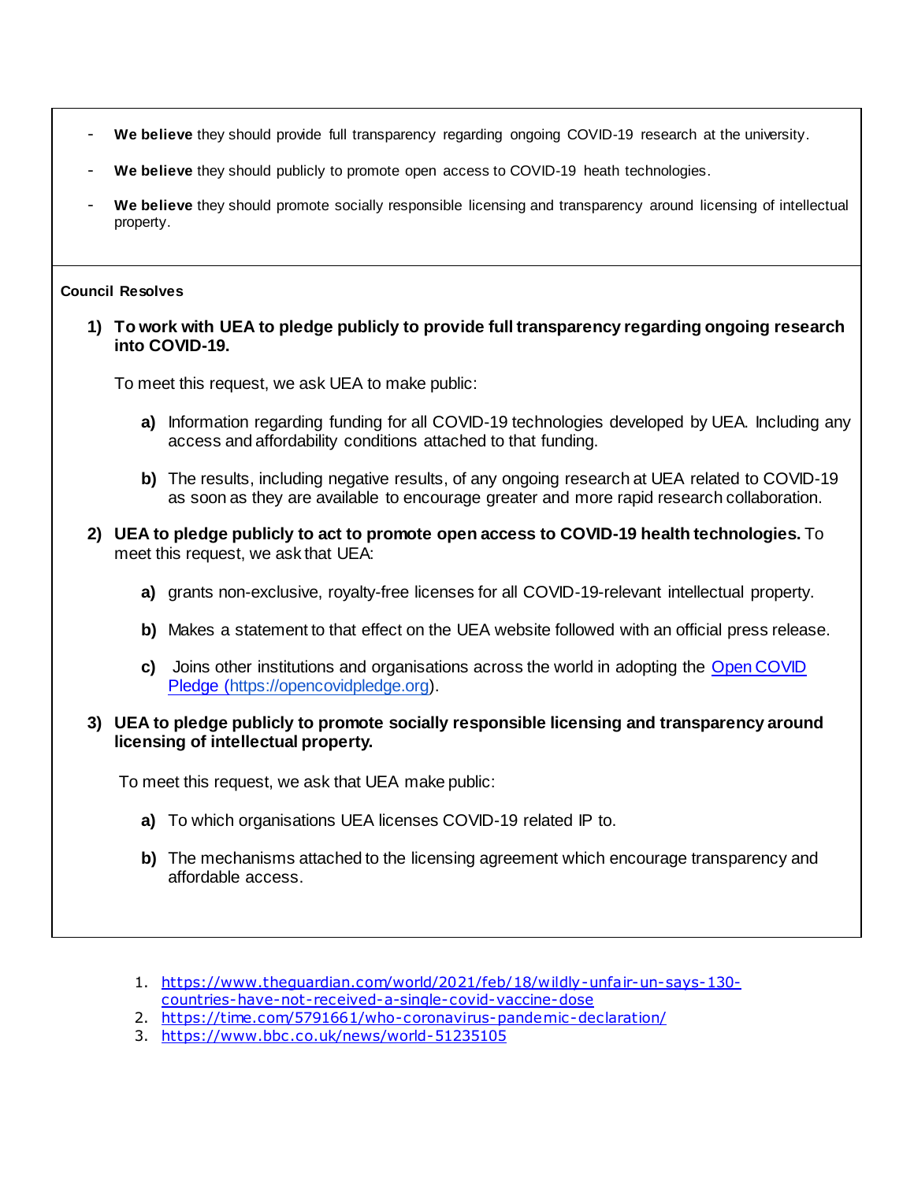- **We believe** they should provide full transparency regarding ongoing COVID-19 research at the university.
- **We believe** they should publicly to promote open access to COVID-19 heath technologies.
- **We believe** they should promote socially responsible licensing and transparency around licensing of intellectual property.

**Council Resolves**

1) **To work with UEA to pledge publicly to provide full transparency regarding ongoing research into COVID-19.**

   To meet this request, we ask UEA to make public:

   a) Information regarding funding for all COVID-19 technologies developed by UEA. Including any access and affordability conditions attached to that funding.

   b) The results, including negative results, of any ongoing research at UEA related to COVID-19 as soon as they are available to encourage greater and more rapid research collaboration.

2) **UEA to pledge publicly to act to promote open access to COVID-19 health technologies.** To meet this request, we ask that UEA:

   a) grants non-exclusive, royalty-free licenses for all COVID-19-relevant intellectual property.

   b) Makes a statement to that effect on the UEA website followed with an official press release.

   c) Joins other institutions and organisations across the world in adopting the [Open COVID Pledge (https://opencovidpledge.org](https://opencovidpledge.org)).

3) **UEA to pledge publicly to promote socially responsible licensing and transparency around licensing of intellectual property.**

   To meet this request, we ask that UEA make public:

   a) To which organisations UEA licenses COVID-19 related IP to.

   b) The mechanisms attached to the licensing agreement which encourage transparency and affordable access.

1. https://www.theguardian.com/world/2021/feb/18/wildly-unfair-un-says-130-countries-have-not-received-a-single-covid-vaccine-dose
2. https://time.com/5791661/who-coronavirus-pandemic-declaration/
3. https://www.bbc.co.uk/news/world-51235105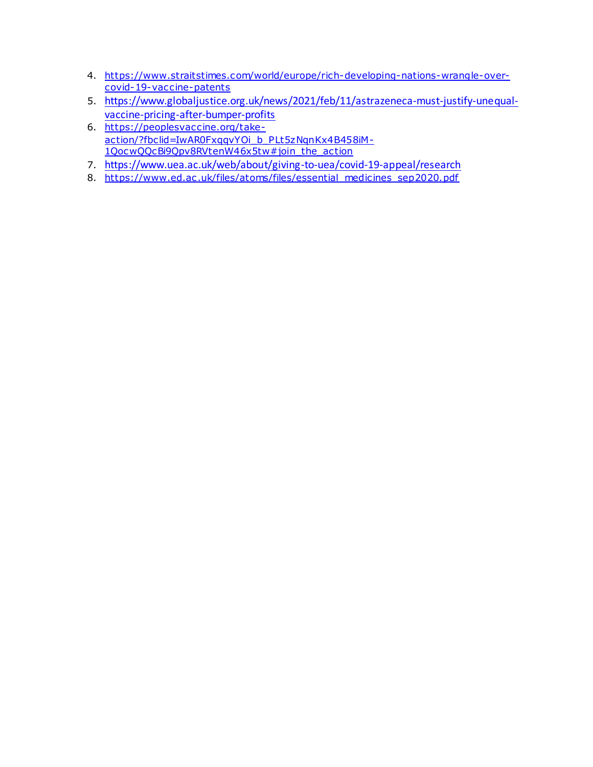4. https://www.straitstimes.com/world/europe/rich-developing-nations-wrangle-over-covid-19-vaccine-patents
5. https://www.globaljustice.org.uk/news/2021/feb/11/astrazeneca-must-justify-unequal-vaccine-pricing-after-bumper-profits
6. https://peoplesvaccine.org/take-action/?fbclid=IwAR0FxqqvYOi_b_PLt5zNqnKx4B458iM-1QocwQQcBi9Qpv8RVtenW46x5tw#join_the_action
7. https://www.uea.ac.uk/web/about/giving-to-uea/covid-19-appeal/research
8. https://www.ed.ac.uk/files/atoms/files/essential_medicines_sep2020.pdf